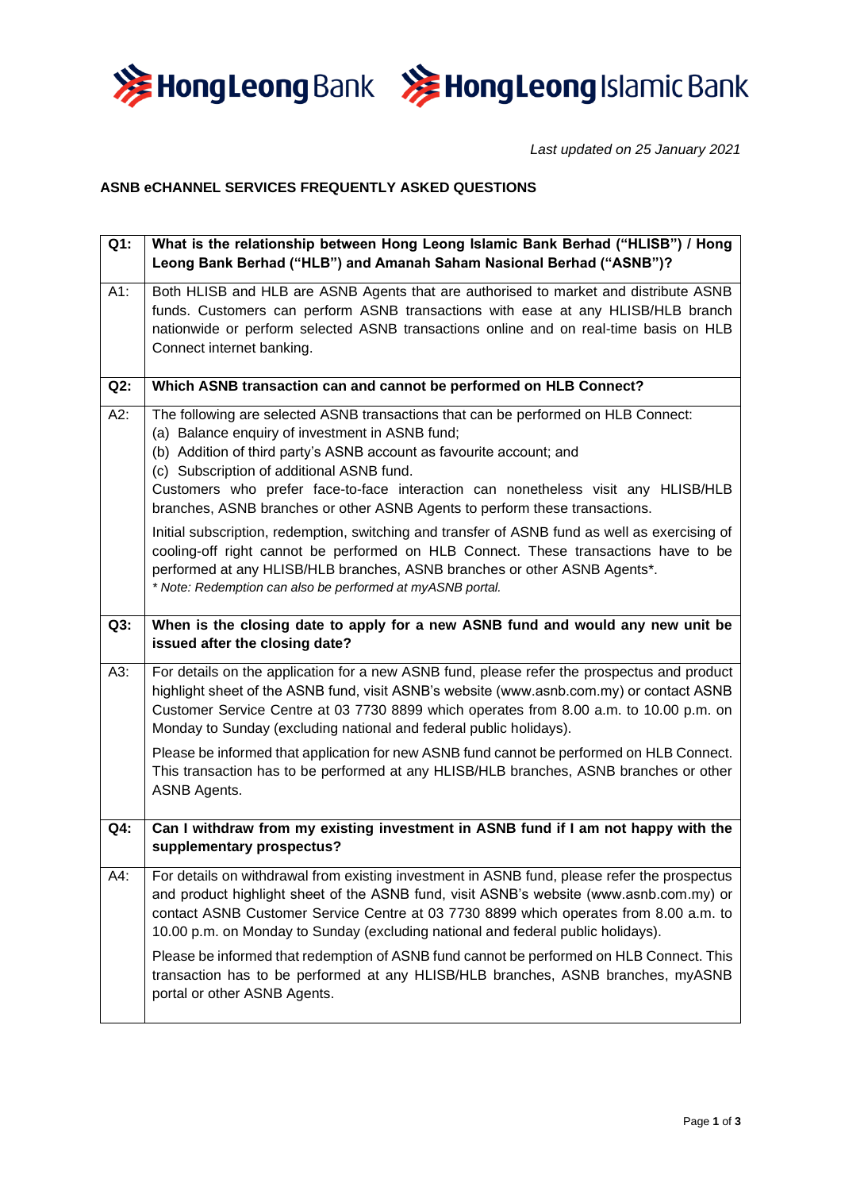*Last updated on 25 January 2021*

## ASNB eCHANNEL SERVICES FREQUENTLY ASKED QUESTIONS

| | |
|---|---|
| **Q1:** | **What is the relationship between Hong Leong Islamic Bank Berhad ("HLISB") / Hong Leong Bank Berhad ("HLB") and Amanah Saham Nasional Berhad ("ASNB")?** |
| A1: | Both HLISB and HLB are ASNB Agents that are authorised to market and distribute ASNB funds. Customers can perform ASNB transactions with ease at any HLISB/HLB branch nationwide or perform selected ASNB transactions online and on real-time basis on HLB Connect internet banking. |
| **Q2:** | **Which ASNB transaction can and cannot be performed on HLB Connect?** |
| A2: | The following are selected ASNB transactions that can be performed on HLB Connect:<br>(a) Balance enquiry of investment in ASNB fund;<br>(b) Addition of third party's ASNB account as favourite account; and<br>(c) Subscription of additional ASNB fund.<br>Customers who prefer face-to-face interaction can nonetheless visit any HLISB/HLB branches, ASNB branches or other ASNB Agents to perform these transactions.<br><br>Initial subscription, redemption, switching and transfer of ASNB fund as well as exercising of cooling-off right cannot be performed on HLB Connect. These transactions have to be performed at any HLISB/HLB branches, ASNB branches or other ASNB Agents*.<br>*\* Note: Redemption can also be performed at myASNB portal.* |
| **Q3:** | **When is the closing date to apply for a new ASNB fund and would any new unit be issued after the closing date?** |
| A3: | For details on the application for a new ASNB fund, please refer the prospectus and product highlight sheet of the ASNB fund, visit ASNB's website (www.asnb.com.my) or contact ASNB Customer Service Centre at 03 7730 8899 which operates from 8.00 a.m. to 10.00 p.m. on Monday to Sunday (excluding national and federal public holidays).<br><br>Please be informed that application for new ASNB fund cannot be performed on HLB Connect. This transaction has to be performed at any HLISB/HLB branches, ASNB branches or other ASNB Agents. |
| **Q4:** | **Can I withdraw from my existing investment in ASNB fund if I am not happy with the supplementary prospectus?** |
| A4: | For details on withdrawal from existing investment in ASNB fund, please refer the prospectus and product highlight sheet of the ASNB fund, visit ASNB's website (www.asnb.com.my) or contact ASNB Customer Service Centre at 03 7730 8899 which operates from 8.00 a.m. to 10.00 p.m. on Monday to Sunday (excluding national and federal public holidays).<br><br>Please be informed that redemption of ASNB fund cannot be performed on HLB Connect. This transaction has to be performed at any HLISB/HLB branches, ASNB branches, myASNB portal or other ASNB Agents. |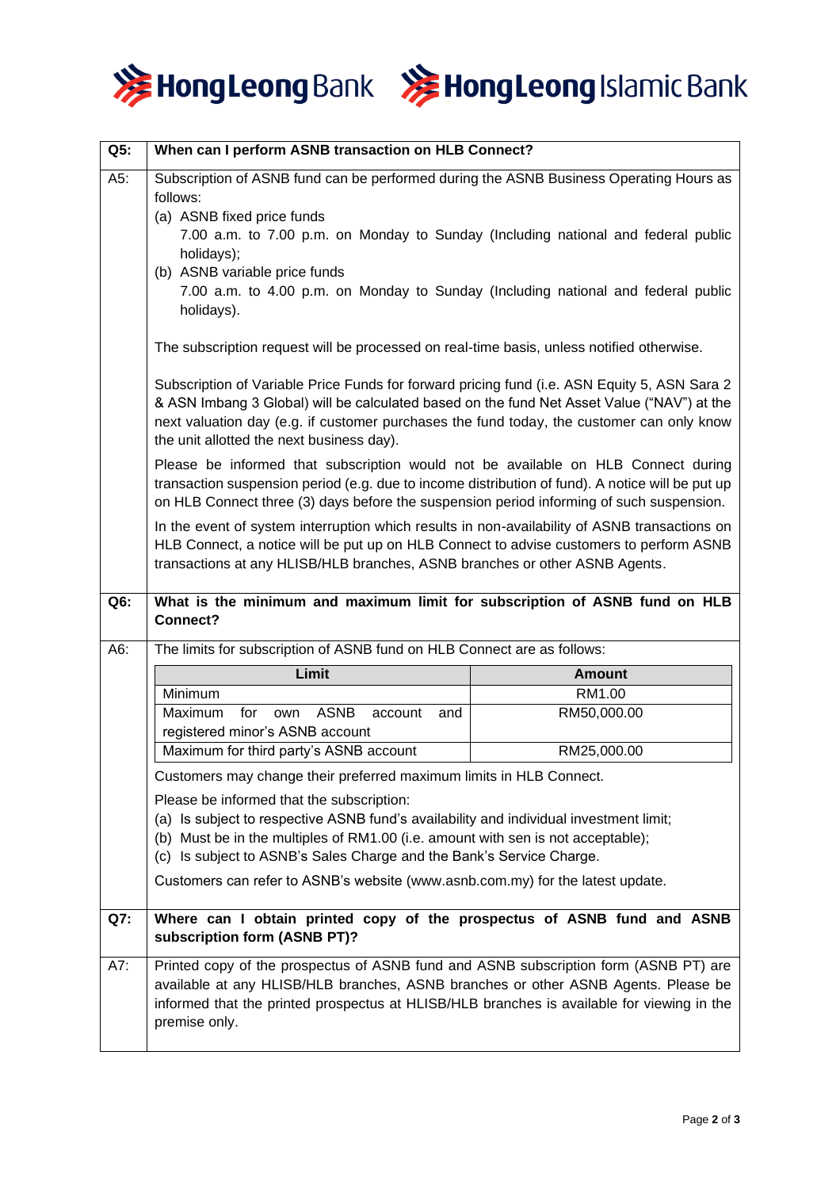**Q5: When can I perform ASNB transaction on HLB Connect?**

A5: Subscription of ASNB fund can be performed during the ASNB Business Operating Hours as follows:

(a) ASNB fixed price funds
7.00 a.m. to 7.00 p.m. on Monday to Sunday (Including national and federal public holidays);

(b) ASNB variable price funds
7.00 a.m. to 4.00 p.m. on Monday to Sunday (Including national and federal public holidays).

The subscription request will be processed on real-time basis, unless notified otherwise.

Subscription of Variable Price Funds for forward pricing fund (i.e. ASN Equity 5, ASN Sara 2 & ASN Imbang 3 Global) will be calculated based on the fund Net Asset Value ("NAV") at the next valuation day (e.g. if customer purchases the fund today, the customer can only know the unit allotted the next business day).

Please be informed that subscription would not be available on HLB Connect during transaction suspension period (e.g. due to income distribution of fund). A notice will be put up on HLB Connect three (3) days before the suspension period informing of such suspension.

In the event of system interruption which results in non-availability of ASNB transactions on HLB Connect, a notice will be put up on HLB Connect to advise customers to perform ASNB transactions at any HLISB/HLB branches, ASNB branches or other ASNB Agents.

**Q6: What is the minimum and maximum limit for subscription of ASNB fund on HLB Connect?**

A6: The limits for subscription of ASNB fund on HLB Connect are as follows:

| Limit | Amount |
|---|---|
| Minimum | RM1.00 |
| Maximum for own ASNB account and registered minor's ASNB account | RM50,000.00 |
| Maximum for third party's ASNB account | RM25,000.00 |

Customers may change their preferred maximum limits in HLB Connect.

Please be informed that the subscription:

(a) Is subject to respective ASNB fund's availability and individual investment limit;
(b) Must be in the multiples of RM1.00 (i.e. amount with sen is not acceptable);
(c) Is subject to ASNB's Sales Charge and the Bank's Service Charge.

Customers can refer to ASNB's website (www.asnb.com.my) for the latest update.

**Q7: Where can I obtain printed copy of the prospectus of ASNB fund and ASNB subscription form (ASNB PT)?**

A7: Printed copy of the prospectus of ASNB fund and ASNB subscription form (ASNB PT) are available at any HLISB/HLB branches, ASNB branches or other ASNB Agents. Please be informed that the printed prospectus at HLISB/HLB branches is available for viewing in the premise only.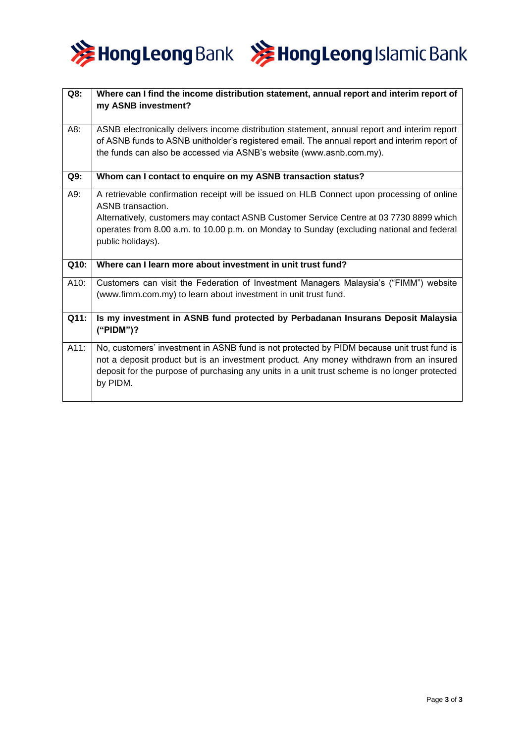| | |
|---|---|
| **Q8:** | **Where can I find the income distribution statement, annual report and interim report of my ASNB investment?** |
| A8: | ASNB electronically delivers income distribution statement, annual report and interim report of ASNB funds to ASNB unitholder's registered email. The annual report and interim report of the funds can also be accessed via ASNB's website (www.asnb.com.my). |
| **Q9:** | **Whom can I contact to enquire on my ASNB transaction status?** |
| A9: | A retrievable confirmation receipt will be issued on HLB Connect upon processing of online ASNB transaction.<br>Alternatively, customers may contact ASNB Customer Service Centre at 03 7730 8899 which operates from 8.00 a.m. to 10.00 p.m. on Monday to Sunday (excluding national and federal public holidays). |
| **Q10:** | **Where can I learn more about investment in unit trust fund?** |
| A10: | Customers can visit the Federation of Investment Managers Malaysia's ("FIMM") website (www.fimm.com.my) to learn about investment in unit trust fund. |
| **Q11:** | **Is my investment in ASNB fund protected by Perbadanan Insurans Deposit Malaysia ("PIDM")?** |
| A11: | No, customers' investment in ASNB fund is not protected by PIDM because unit trust fund is not a deposit product but is an investment product. Any money withdrawn from an insured deposit for the purpose of purchasing any units in a unit trust scheme is no longer protected by PIDM. |